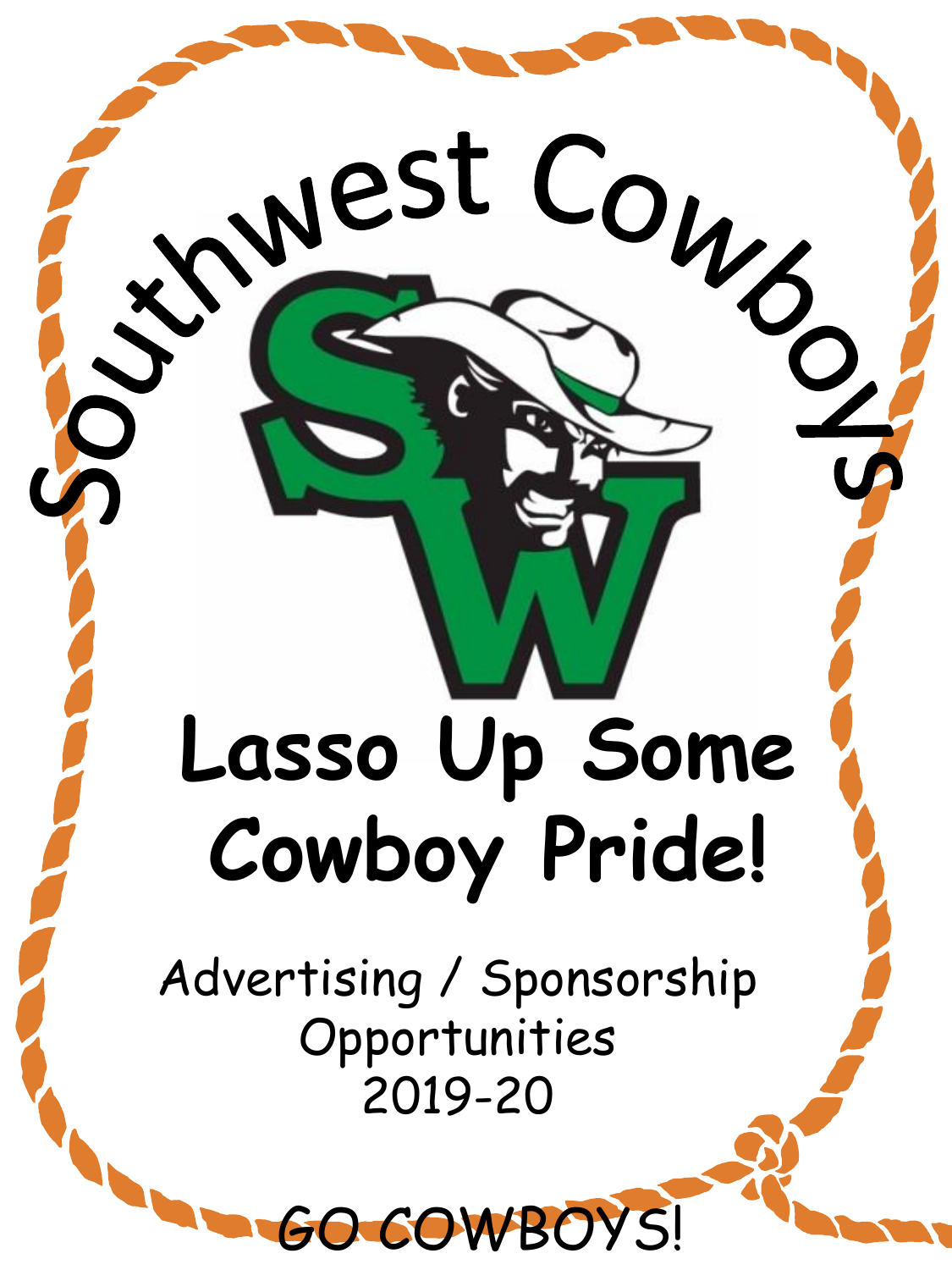# Southwest Cowboys

## Lasso Up Some Cowboy Pride!

Advertising / Sponsorship Opportunities
2019-20

GO COWBOYS!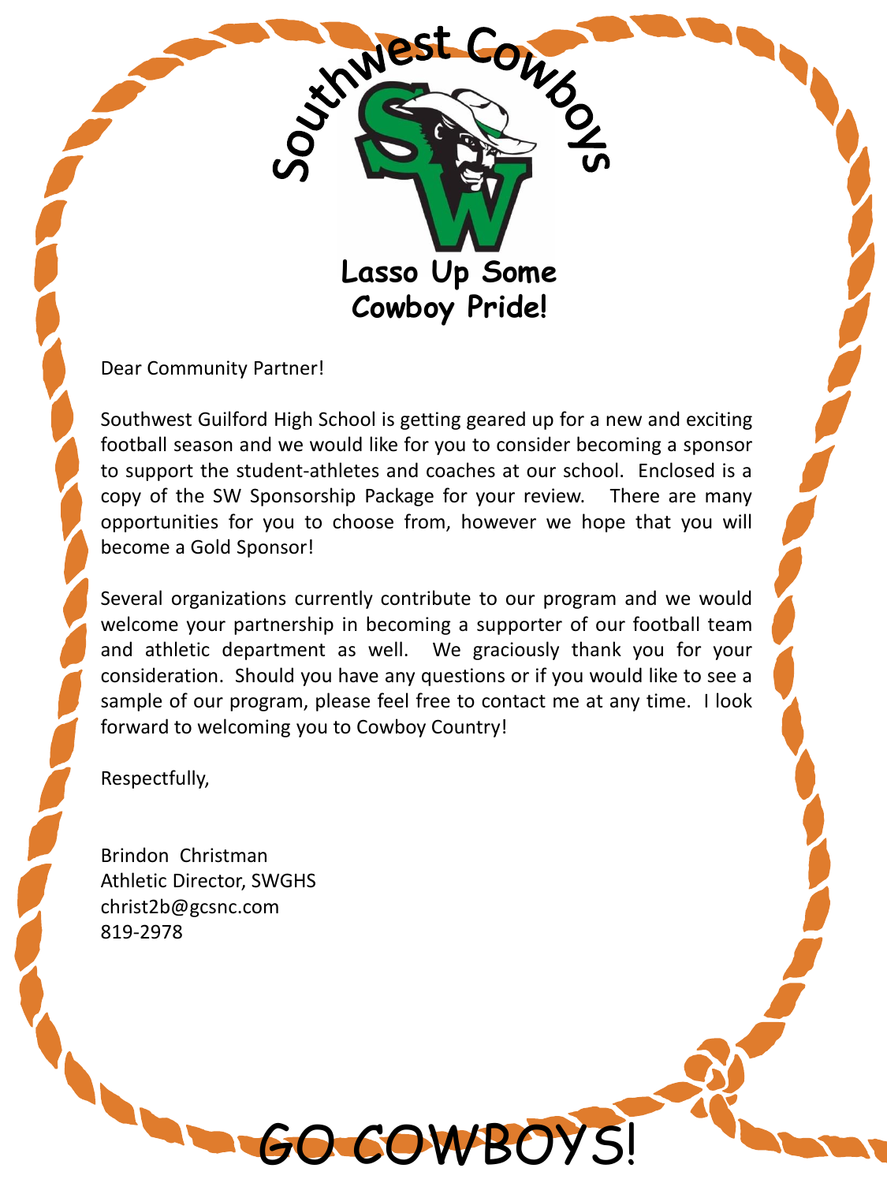# Southwest Cowboys

## Lasso Up Some Cowboy Pride!

Dear Community Partner!

Southwest Guilford High School is getting geared up for a new and exciting football season and we would like for you to consider becoming a sponsor to support the student-athletes and coaches at our school. Enclosed is a copy of the SW Sponsorship Package for your review. There are many opportunities for you to choose from, however we hope that you will become a Gold Sponsor!

Several organizations currently contribute to our program and we would welcome your partnership in becoming a supporter of our football team and athletic department as well. We graciously thank you for your consideration. Should you have any questions or if you would like to see a sample of our program, please feel free to contact me at any time. I look forward to welcoming you to Cowboy Country!

Respectfully,

Brindon Christman
Athletic Director, SWGHS
christ2b@gcsnc.com
819-2978

GO COWBOYS!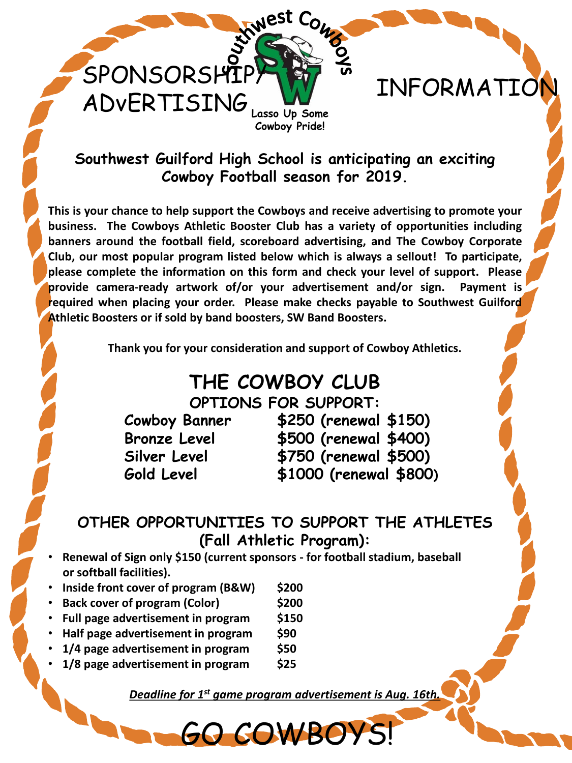# SPONSORSHIP/ ADVERTISING INFORMATION

Southwest Cowboys

Lasso Up Some Cowboy Pride!

**Southwest Guilford High School is anticipating an exciting Cowboy Football season for 2019.**

**This is your chance to help support the Cowboys and receive advertising to promote your business. The Cowboys Athletic Booster Club has a variety of opportunities including banners around the football field, scoreboard advertising, and The Cowboy Corporate Club, our most popular program listed below which is always a sellout! To participate, please complete the information on this form and check your level of support. Please provide camera-ready artwork of/or your advertisement and/or sign. Payment is required when placing your order. Please make checks payable to Southwest Guilford Athletic Boosters or if sold by band boosters, SW Band Boosters.**

**Thank you for your consideration and support of Cowboy Athletics.**

## THE COWBOY CLUB

### OPTIONS FOR SUPPORT:

| | |
|---|---|
| **Cowboy Banner** | **$250 (renewal $150)** |
| **Bronze Level** | **$500 (renewal $400)** |
| **Silver Level** | **$750 (renewal $500)** |
| **Gold Level** | **$1000 (renewal $800)** |

### OTHER OPPORTUNITIES TO SUPPORT THE ATHLETES (Fall Athletic Program):

- **Renewal of Sign only $150 (current sponsors - for football stadium, baseball or softball facilities).**
- **Inside front cover of program (B&W) $200**
- **Back cover of program (Color) $200**
- **Full page advertisement in program $150**
- **Half page advertisement in program $90**
- **1/4 page advertisement in program $50**
- **1/8 page advertisement in program $25**

***Deadline for 1st game program advertisement is Aug. 16th.***

# GO COWBOYS!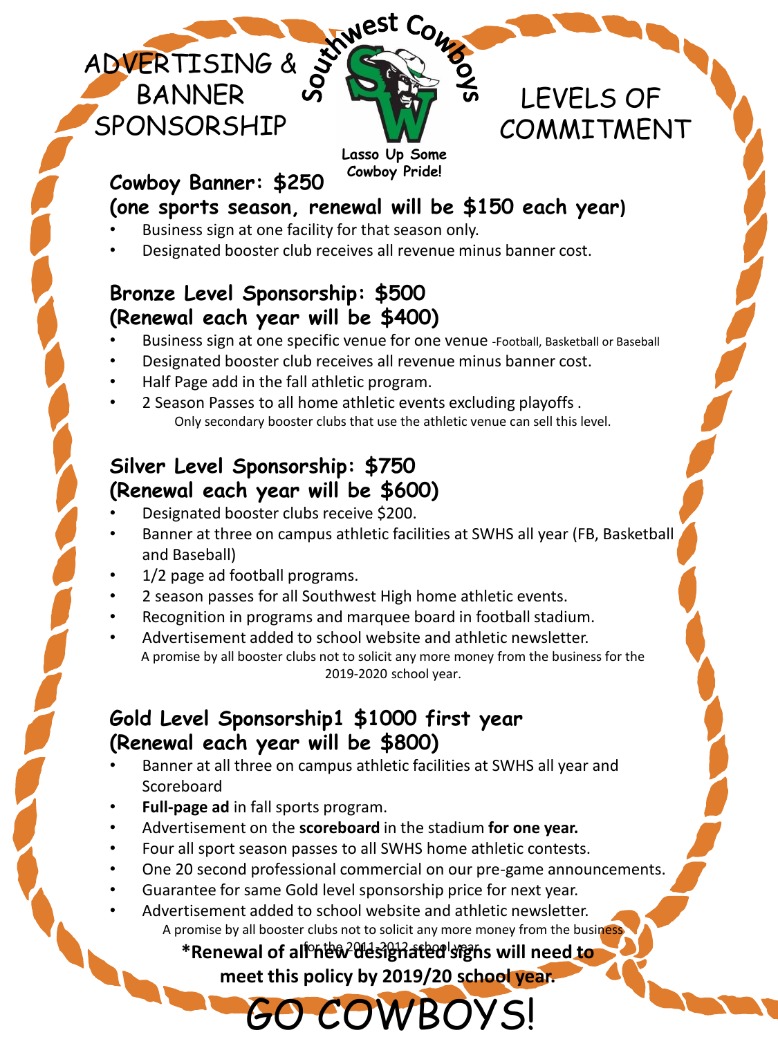# ADVERTISING & BANNER SPONSORSHIP

Southwest Cowboys

Lasso Up Some Cowboy Pride!

# LEVELS OF COMMITMENT

## Cowboy Banner: $250
## (one sports season, renewal will be $150 each year)

- Business sign at one facility for that season only.
- Designated booster club receives all revenue minus banner cost.

## Bronze Level Sponsorship: $500
## (Renewal each year will be $400)

- Business sign at one specific venue for one venue -Football, Basketball or Baseball
- Designated booster club receives all revenue minus banner cost.
- Half Page add in the fall athletic program.
- 2 Season Passes to all home athletic events excluding playoffs .

Only secondary booster clubs that use the athletic venue can sell this level.

## Silver Level Sponsorship: $750
## (Renewal each year will be $600)

- Designated booster clubs receive $200.
- Banner at three on campus athletic facilities at SWHS all year (FB, Basketball and Baseball)
- 1/2 page ad football programs.
- 2 season passes for all Southwest High home athletic events.
- Recognition in programs and marquee board in football stadium.
- Advertisement added to school website and athletic newsletter.

A promise by all booster clubs not to solicit any more money from the business for the 2019-2020 school year.

## Gold Level Sponsorship1 $1000 first year
## (Renewal each year will be $800)

- Banner at all three on campus athletic facilities at SWHS all year and Scoreboard
- **Full-page ad** in fall sports program.
- Advertisement on the **scoreboard** in the stadium **for one year.**
- Four all sport season passes to all SWHS home athletic contests.
- One 20 second professional commercial on our pre-game announcements.
- Guarantee for same Gold level sponsorship price for next year.
- Advertisement added to school website and athletic newsletter.

A promise by all booster clubs not to solicit any more money from the business for the 2011-2012 school year.

**\*Renewal of all new designated signs will need to meet this policy by 2019/20 school year.**

# GO COWBOYS!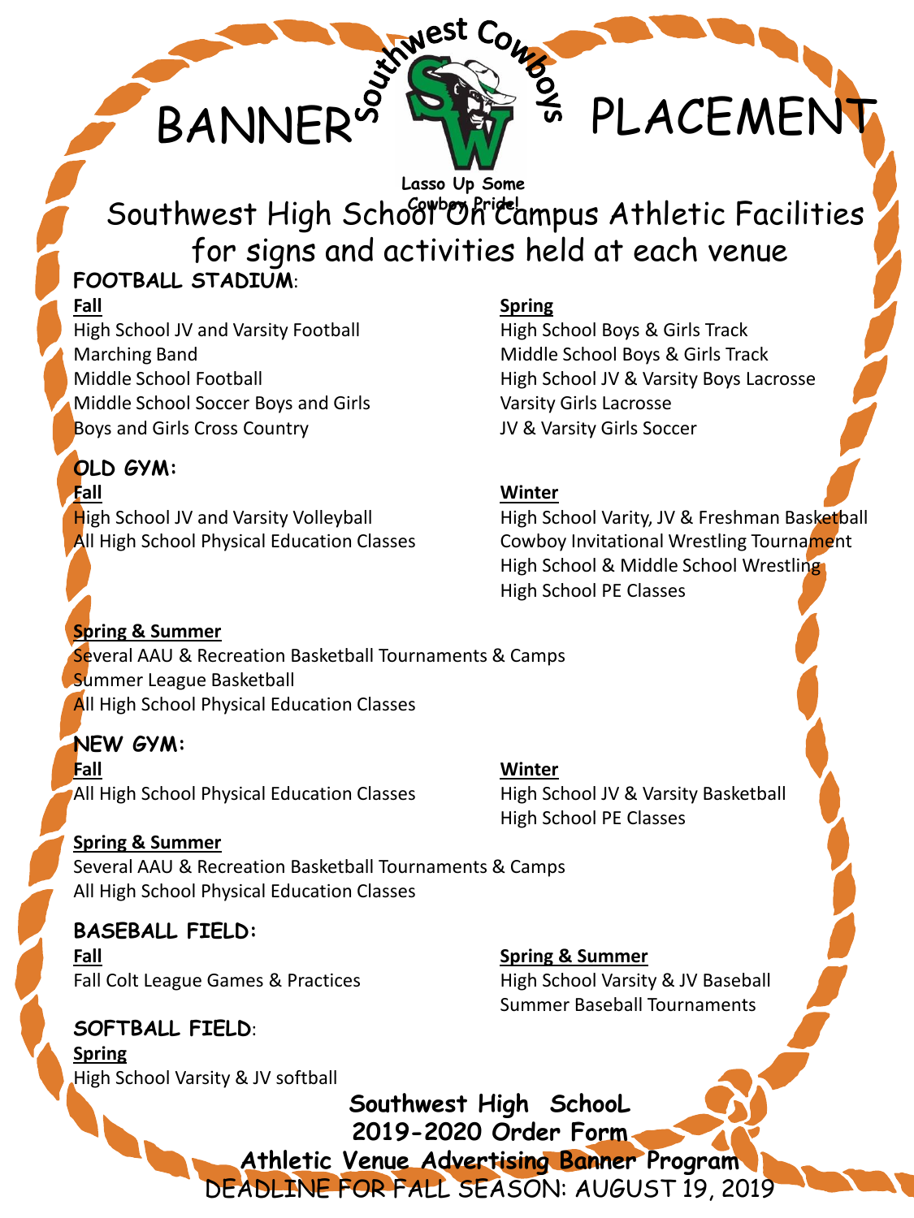# BANNER PLACEMENT

Southwest Cowboys

Lasso Up Some Cowboy Pride!

## Southwest High School On Campus Athletic Facilities for signs and activities held at each venue

**FOOTBALL STADIUM**:

**Fall**
High School JV and Varsity Football
Marching Band
Middle School Football
Middle School Soccer Boys and Girls
Boys and Girls Cross Country

**Spring**
High School Boys & Girls Track
Middle School Boys & Girls Track
High School JV & Varsity Boys Lacrosse
Varsity Girls Lacrosse
JV & Varsity Girls Soccer

**OLD GYM:**

**Fall**
High School JV and Varsity Volleyball
All High School Physical Education Classes

**Winter**
High School Varity, JV & Freshman Basketball
Cowboy Invitational Wrestling Tournament
High School & Middle School Wrestling
High School PE Classes

**Spring & Summer**
Several AAU & Recreation Basketball Tournaments & Camps
Summer League Basketball
All High School Physical Education Classes

**NEW GYM:**

**Fall**
All High School Physical Education Classes

**Winter**
High School JV & Varsity Basketball
High School PE Classes

**Spring & Summer**
Several AAU & Recreation Basketball Tournaments & Camps
All High School Physical Education Classes

**BASEBALL FIELD:**

**Fall**
Fall Colt League Games & Practices

**Spring & Summer**
High School Varsity & JV Baseball
Summer Baseball Tournaments

**SOFTBALL FIELD**:

**Spring**
High School Varsity & JV softball

**Southwest High SchooL**
**2019-2020 Order Form**
**Athletic Venue Advertising Banner Program**
DEADLINE FOR FALL SEASON: AUGUST 19, 2019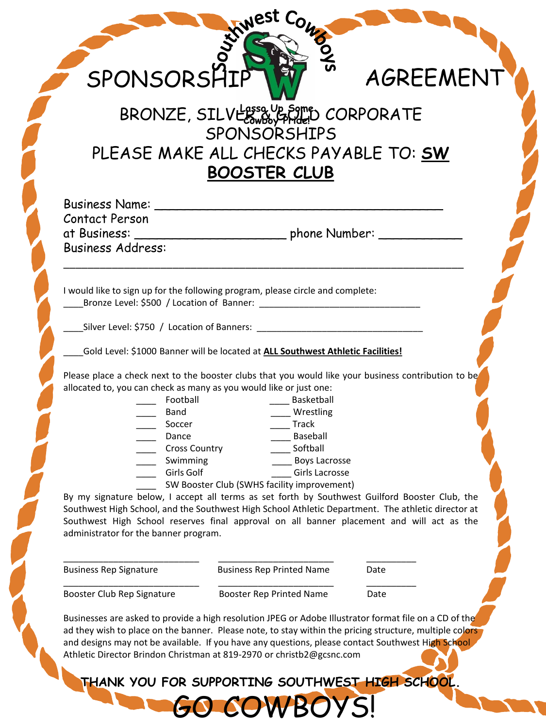Southwest Cowboys

# SPONSORSHIP AGREEMENT

Lasso Up Some Cowboy Pride!

## BRONZE, SILVER & GOLD CORPORATE SPONSORSHIPS

## PLEASE MAKE ALL CHECKS PAYABLE TO: **SW BOOSTER CLUB**

Business Name: ______________________________________

Contact Person at Business: ____________________ phone Number: ___________

Business Address: ____________________________________________________

I would like to sign up for the following program, please circle and complete:

____Bronze Level: $500 / Location of Banner: _______________________________

____Silver Level: $750 / Location of Banners: _______________________________

____Gold Level: $1000 Banner will be located at **ALL Southwest Athletic Facilities!**

Please place a check next to the booster clubs that you would like your business contribution to be allocated to, you can check as many as you would like or just one:

____ Football ____ Basketball
____ Band ____ Wrestling
____ Soccer ____ Track
____ Dance ____ Baseball
____ Cross Country ____ Softball
____ Swimming ____ Boys Lacrosse
____ Girls Golf ____ Girls Lacrosse
____ SW Booster Club (SWHS facility improvement)

By my signature below, I accept all terms as set forth by Southwest Guilford Booster Club, the Southwest High School, and the Southwest High School Athletic Department. The athletic director at Southwest High School reserves final approval on all banner placement and will act as the administrator for the banner program.

__________________________ ______________________ __________
Business Rep Signature Business Rep Printed Name Date

__________________________ ______________________ __________
Booster Club Rep Signature Booster Rep Printed Name Date

Businesses are asked to provide a high resolution JPEG or Adobe Illustrator format file on a CD of the ad they wish to place on the banner. Please note, to stay within the pricing structure, multiple colors and designs may not be available. If you have any questions, please contact Southwest High School Athletic Director Brindon Christman at 819-2970 or christb2@gcsnc.com

**THANK YOU FOR SUPPORTING SOUTHWEST HIGH SCHOOL.**

# GO COWBOYS!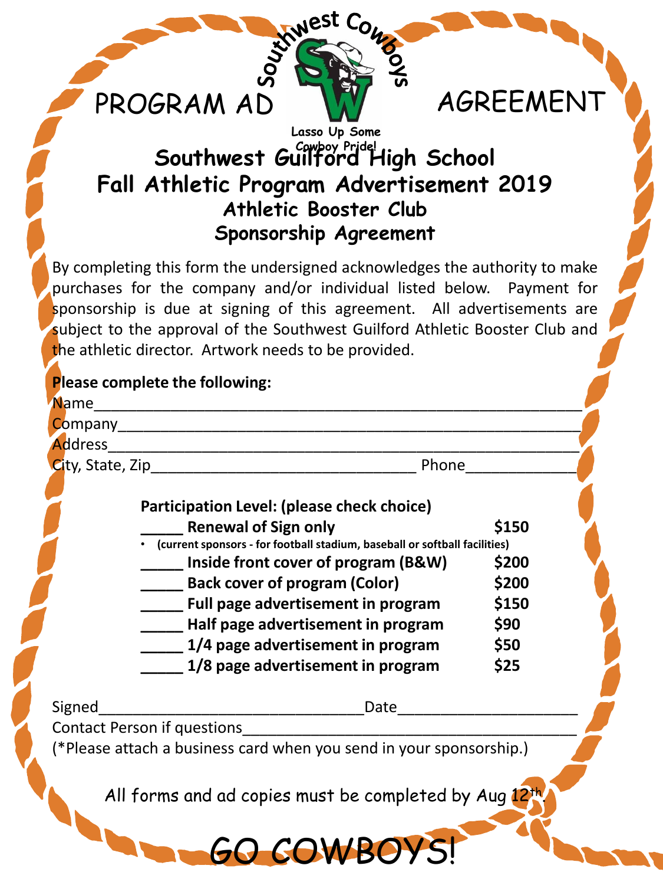# PROGRAM AD AGREEMENT

Southwest Cowboys

Lasso Up Some Cowboy Pride!

## Southwest Guilford High School
## Fall Athletic Program Advertisement 2019
### Athletic Booster Club
### Sponsorship Agreement

By completing this form the undersigned acknowledges the authority to make purchases for the company and/or individual listed below. Payment for sponsorship is due at signing of this agreement. All advertisements are subject to the approval of the Southwest Guilford Athletic Booster Club and the athletic director. Artwork needs to be provided.

**Please complete the following:**

Name_______________________________________________________

Company____________________________________________________

Address_____________________________________________________

City, State, Zip________________________________ Phone_____________

**Participation Level: (please check choice)**

**_____ Renewal of Sign only $150**

- **(current sponsors - for football stadium, baseball or softball facilities)**

**_____ Inside front cover of program (B&W) $200**

**_____ Back cover of program (Color) $200**

**_____ Full page advertisement in program $150**

**_____ Half page advertisement in program $90**

**_____ 1/4 page advertisement in program $50**

**_____ 1/8 page advertisement in program $25**

Signed________________________________Date_____________________

Contact Person if questions_______________________________________

(*Please attach a business card when you send in your sponsorship.)

All forms and ad copies must be completed by Aug 12th.

GO COWBOYS!